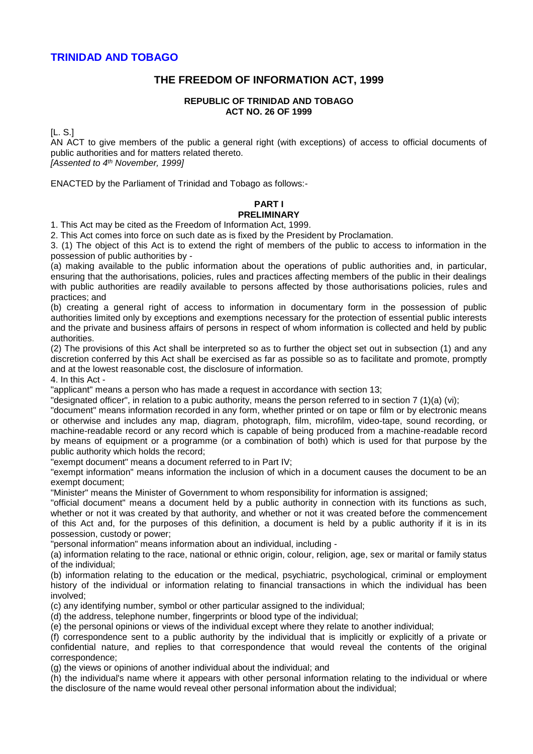# TRINIDAD AND TOBAGO

## THE FREEDOM OF INFORMATION ACT, 1999

**REPUBLIC OF TRINIDAD AND TOBAGO**
**ACT NO. 26 OF 1999**

[L. S.]

AN ACT to give members of the public a general right (with exceptions) of access to official documents of public authorities and for matters related thereto.

*[Assented to 4th November, 1999]*

ENACTED by the Parliament of Trinidad and Tobago as follows:-

### PART I
### PRELIMINARY

1. This Act may be cited as the Freedom of Information Act, 1999.

2. This Act comes into force on such date as is fixed by the President by Proclamation.

3. (1) The object of this Act is to extend the right of members of the public to access to information in the possession of public authorities by -

(a) making available to the public information about the operations of public authorities and, in particular, ensuring that the authorisations, policies, rules and practices affecting members of the public in their dealings with public authorities are readily available to persons affected by those authorisations policies, rules and practices; and

(b) creating a general right of access to information in documentary form in the possession of public authorities limited only by exceptions and exemptions necessary for the protection of essential public interests and the private and business affairs of persons in respect of whom information is collected and held by public authorities.

(2) The provisions of this Act shall be interpreted so as to further the object set out in subsection (1) and any discretion conferred by this Act shall be exercised as far as possible so as to facilitate and promote, promptly and at the lowest reasonable cost, the disclosure of information.

4. In this Act -

"applicant" means a person who has made a request in accordance with section 13;

"designated officer", in relation to a pubic authority, means the person referred to in section 7 (1)(a) (vi);

"document" means information recorded in any form, whether printed or on tape or film or by electronic means or otherwise and includes any map, diagram, photograph, film, microfilm, video-tape, sound recording, or machine-readable record or any record which is capable of being produced from a machine-readable record by means of equipment or a programme (or a combination of both) which is used for that purpose by the public authority which holds the record;

"exempt document" means a document referred to in Part IV;

"exempt information" means information the inclusion of which in a document causes the document to be an exempt document;

"Minister" means the Minister of Government to whom responsibility for information is assigned;

"official document" means a document held by a public authority in connection with its functions as such, whether or not it was created by that authority, and whether or not it was created before the commencement of this Act and, for the purposes of this definition, a document is held by a public authority if it is in its possession, custody or power;

"personal information" means information about an individual, including -

(a) information relating to the race, national or ethnic origin, colour, religion, age, sex or marital or family status of the individual;

(b) information relating to the education or the medical, psychiatric, psychological, criminal or employment history of the individual or information relating to financial transactions in which the individual has been involved;

(c) any identifying number, symbol or other particular assigned to the individual;

(d) the address, telephone number, fingerprints or blood type of the individual;

(e) the personal opinions or views of the individual except where they relate to another individual;

(f) correspondence sent to a public authority by the individual that is implicitly or explicitly of a private or confidential nature, and replies to that correspondence that would reveal the contents of the original correspondence;

(g) the views or opinions of another individual about the individual; and

(h) the individual's name where it appears with other personal information relating to the individual or where the disclosure of the name would reveal other personal information about the individual;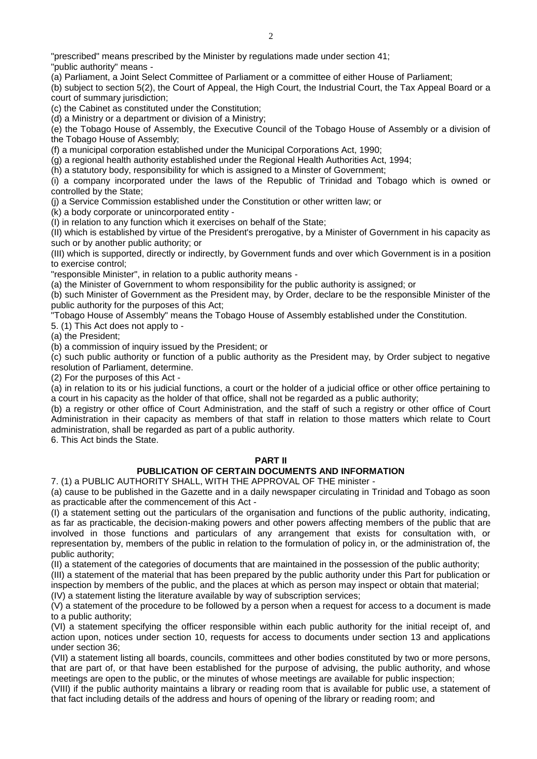"prescribed" means prescribed by the Minister by regulations made under section 41;

"public authority" means -

(a) Parliament, a Joint Select Committee of Parliament or a committee of either House of Parliament;

(b) subject to section 5(2), the Court of Appeal, the High Court, the Industrial Court, the Tax Appeal Board or a court of summary jurisdiction;

(c) the Cabinet as constituted under the Constitution;

(d) a Ministry or a department or division of a Ministry;

(e) the Tobago House of Assembly, the Executive Council of the Tobago House of Assembly or a division of the Tobago House of Assembly;

(f) a municipal corporation established under the Municipal Corporations Act, 1990;

(g) a regional health authority established under the Regional Health Authorities Act, 1994;

(h) a statutory body, responsibility for which is assigned to a Minster of Government;

(i) a company incorporated under the laws of the Republic of Trinidad and Tobago which is owned or controlled by the State;

(j) a Service Commission established under the Constitution or other written law; or

(k) a body corporate or unincorporated entity -

(I) in relation to any function which it exercises on behalf of the State;

(II) which is established by virtue of the President's prerogative, by a Minister of Government in his capacity as such or by another public authority; or

(III) which is supported, directly or indirectly, by Government funds and over which Government is in a position to exercise control;

"responsible Minister", in relation to a public authority means -

(a) the Minister of Government to whom responsibility for the public authority is assigned; or

(b) such Minister of Government as the President may, by Order, declare to be the responsible Minister of the public authority for the purposes of this Act;

"Tobago House of Assembly" means the Tobago House of Assembly established under the Constitution.

5. (1) This Act does not apply to -

(a) the President;

(b) a commission of inquiry issued by the President; or

(c) such public authority or function of a public authority as the President may, by Order subject to negative resolution of Parliament, determine.

(2) For the purposes of this Act -

(a) in relation to its or his judicial functions, a court or the holder of a judicial office or other office pertaining to a court in his capacity as the holder of that office, shall not be regarded as a public authority;

(b) a registry or other office of Court Administration, and the staff of such a registry or other office of Court Administration in their capacity as members of that staff in relation to those matters which relate to Court administration, shall be regarded as part of a public authority.

6. This Act binds the State.

## PART II

## PUBLICATION OF CERTAIN DOCUMENTS AND INFORMATION

7. (1) a PUBLIC AUTHORITY SHALL, WITH THE APPROVAL OF THE minister -

(a) cause to be published in the Gazette and in a daily newspaper circulating in Trinidad and Tobago as soon as practicable after the commencement of this Act -

(I) a statement setting out the particulars of the organisation and functions of the public authority, indicating, as far as practicable, the decision-making powers and other powers affecting members of the public that are involved in those functions and particulars of any arrangement that exists for consultation with, or representation by, members of the public in relation to the formulation of policy in, or the administration of, the public authority;

(II) a statement of the categories of documents that are maintained in the possession of the public authority;

(III) a statement of the material that has been prepared by the public authority under this Part for publication or inspection by members of the public, and the places at which as person may inspect or obtain that material;

(IV) a statement listing the literature available by way of subscription services;

(V) a statement of the procedure to be followed by a person when a request for access to a document is made to a public authority;

(VI) a statement specifying the officer responsible within each public authority for the initial receipt of, and action upon, notices under section 10, requests for access to documents under section 13 and applications under section 36;

(VII) a statement listing all boards, councils, committees and other bodies constituted by two or more persons, that are part of, or that have been established for the purpose of advising, the public authority, and whose meetings are open to the public, or the minutes of whose meetings are available for public inspection;

(VIII) if the public authority maintains a library or reading room that is available for public use, a statement of that fact including details of the address and hours of opening of the library or reading room; and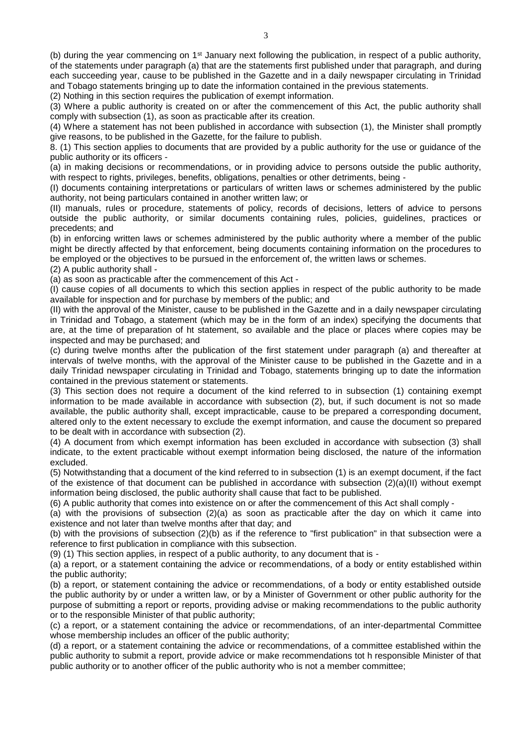(b) during the year commencing on 1st January next following the publication, in respect of a public authority, of the statements under paragraph (a) that are the statements first published under that paragraph, and during each succeeding year, cause to be published in the Gazette and in a daily newspaper circulating in Trinidad and Tobago statements bringing up to date the information contained in the previous statements.

(2) Nothing in this section requires the publication of exempt information.

(3) Where a public authority is created on or after the commencement of this Act, the public authority shall comply with subsection (1), as soon as practicable after its creation.

(4) Where a statement has not been published in accordance with subsection (1), the Minister shall promptly give reasons, to be published in the Gazette, for the failure to publish.

8. (1) This section applies to documents that are provided by a public authority for the use or guidance of the public authority or its officers -

(a) in making decisions or recommendations, or in providing advice to persons outside the public authority, with respect to rights, privileges, benefits, obligations, penalties or other detriments, being -

(I) documents containing interpretations or particulars of written laws or schemes administered by the public authority, not being particulars contained in another written law; or

(II) manuals, rules or procedure, statements of policy, records of decisions, letters of advice to persons outside the public authority, or similar documents containing rules, policies, guidelines, practices or precedents; and

(b) in enforcing written laws or schemes administered by the public authority where a member of the public might be directly affected by that enforcement, being documents containing information on the procedures to be employed or the objectives to be pursued in the enforcement of, the written laws or schemes.

(2) A public authority shall -

(a) as soon as practicable after the commencement of this Act -

(I) cause copies of all documents to which this section applies in respect of the public authority to be made available for inspection and for purchase by members of the public; and

(II) with the approval of the Minister, cause to be published in the Gazette and in a daily newspaper circulating in Trinidad and Tobago, a statement (which may be in the form of an index) specifying the documents that are, at the time of preparation of ht statement, so available and the place or places where copies may be inspected and may be purchased; and

(c) during twelve months after the publication of the first statement under paragraph (a) and thereafter at intervals of twelve months, with the approval of the Minister cause to be published in the Gazette and in a daily Trinidad newspaper circulating in Trinidad and Tobago, statements bringing up to date the information contained in the previous statement or statements.

(3) This section does not require a document of the kind referred to in subsection (1) containing exempt information to be made available in accordance with subsection (2), but, if such document is not so made available, the public authority shall, except impracticable, cause to be prepared a corresponding document, altered only to the extent necessary to exclude the exempt information, and cause the document so prepared to be dealt with in accordance with subsection (2).

(4) A document from which exempt information has been excluded in accordance with subsection (3) shall indicate, to the extent practicable without exempt information being disclosed, the nature of the information excluded.

(5) Notwithstanding that a document of the kind referred to in subsection (1) is an exempt document, if the fact of the existence of that document can be published in accordance with subsection (2)(a)(II) without exempt information being disclosed, the public authority shall cause that fact to be published.

(6) A public authority that comes into existence on or after the commencement of this Act shall comply -

(a) with the provisions of subsection (2)(a) as soon as practicable after the day on which it came into existence and not later than twelve months after that day; and

(b) with the provisions of subsection (2)(b) as if the reference to "first publication" in that subsection were a reference to first publication in compliance with this subsection.

(9) (1) This section applies, in respect of a public authority, to any document that is -

(a) a report, or a statement containing the advice or recommendations, of a body or entity established within the public authority;

(b) a report, or a statement containing the advice or recommendations, of a body or entity established outside the public authority by or under a written law, or by a Minister of Government or other public authority for the purpose of submitting a report or reports, providing advise or making recommendations to the public authority or to the responsible Minister of that public authority;

(c) a report, or a statement containing the advice or recommendations, of an inter-departmental Committee whose membership includes an officer of the public authority;

(d) a report, or a statement containing the advice or recommendations, of a committee established within the public authority to submit a report, provide advice or make recommendations tot h responsible Minister of that public authority or to another officer of the public authority who is not a member committee;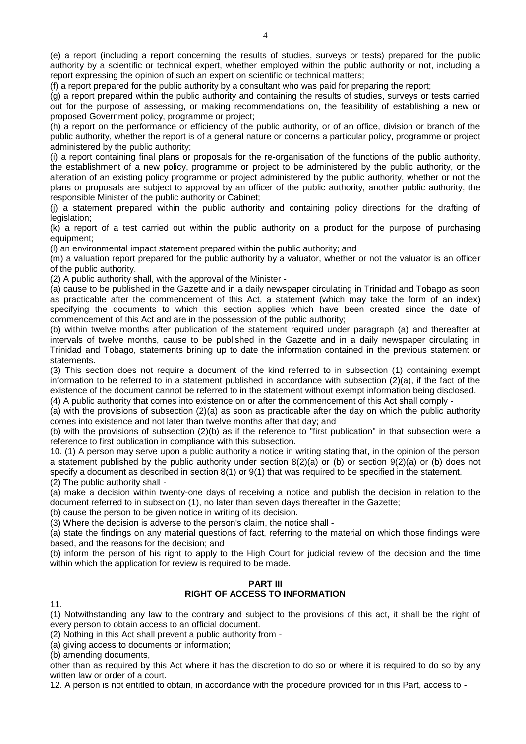(e) a report (including a report concerning the results of studies, surveys or tests) prepared for the public authority by a scientific or technical expert, whether employed within the public authority or not, including a report expressing the opinion of such an expert on scientific or technical matters;

(f) a report prepared for the public authority by a consultant who was paid for preparing the report;

(g) a report prepared within the public authority and containing the results of studies, surveys or tests carried out for the purpose of assessing, or making recommendations on, the feasibility of establishing a new or proposed Government policy, programme or project;

(h) a report on the performance or efficiency of the public authority, or of an office, division or branch of the public authority, whether the report is of a general nature or concerns a particular policy, programme or project administered by the public authority;

(i) a report containing final plans or proposals for the re-organisation of the functions of the public authority, the establishment of a new policy, programme or project to be administered by the public authority, or the alteration of an existing policy programme or project administered by the public authority, whether or not the plans or proposals are subject to approval by an officer of the public authority, another public authority, the responsible Minister of the public authority or Cabinet;

(j) a statement prepared within the public authority and containing policy directions for the drafting of legislation;

(k) a report of a test carried out within the public authority on a product for the purpose of purchasing equipment;

(l) an environmental impact statement prepared within the public authority; and

(m) a valuation report prepared for the public authority by a valuator, whether or not the valuator is an officer of the public authority.

(2) A public authority shall, with the approval of the Minister -

(a) cause to be published in the Gazette and in a daily newspaper circulating in Trinidad and Tobago as soon as practicable after the commencement of this Act, a statement (which may take the form of an index) specifying the documents to which this section applies which have been created since the date of commencement of this Act and are in the possession of the public authority;

(b) within twelve months after publication of the statement required under paragraph (a) and thereafter at intervals of twelve months, cause to be published in the Gazette and in a daily newspaper circulating in Trinidad and Tobago, statements brining up to date the information contained in the previous statement or statements.

(3) This section does not require a document of the kind referred to in subsection (1) containing exempt information to be referred to in a statement published in accordance with subsection (2)(a), if the fact of the existence of the document cannot be referred to in the statement without exempt information being disclosed.

(4) A public authority that comes into existence on or after the commencement of this Act shall comply -

(a) with the provisions of subsection (2)(a) as soon as practicable after the day on which the public authority comes into existence and not later than twelve months after that day; and

(b) with the provisions of subsection (2)(b) as if the reference to "first publication" in that subsection were a reference to first publication in compliance with this subsection.

10. (1) A person may serve upon a public authority a notice in writing stating that, in the opinion of the person a statement published by the public authority under section 8(2)(a) or (b) or section 9(2)(a) or (b) does not specify a document as described in section 8(1) or 9(1) that was required to be specified in the statement.

(2) The public authority shall -

(a) make a decision within twenty-one days of receiving a notice and publish the decision in relation to the document referred to in subsection (1), no later than seven days thereafter in the Gazette;

(b) cause the person to be given notice in writing of its decision.

(3) Where the decision is adverse to the person's claim, the notice shall -

(a) state the findings on any material questions of fact, referring to the material on which those findings were based, and the reasons for the decision; and

(b) inform the person of his right to apply to the High Court for judicial review of the decision and the time within which the application for review is required to be made.

## PART III
## RIGHT OF ACCESS TO INFORMATION

11.

(1) Notwithstanding any law to the contrary and subject to the provisions of this act, it shall be the right of every person to obtain access to an official document.

(2) Nothing in this Act shall prevent a public authority from -

(a) giving access to documents or information;

(b) amending documents,

other than as required by this Act where it has the discretion to do so or where it is required to do so by any written law or order of a court.

12. A person is not entitled to obtain, in accordance with the procedure provided for in this Part, access to -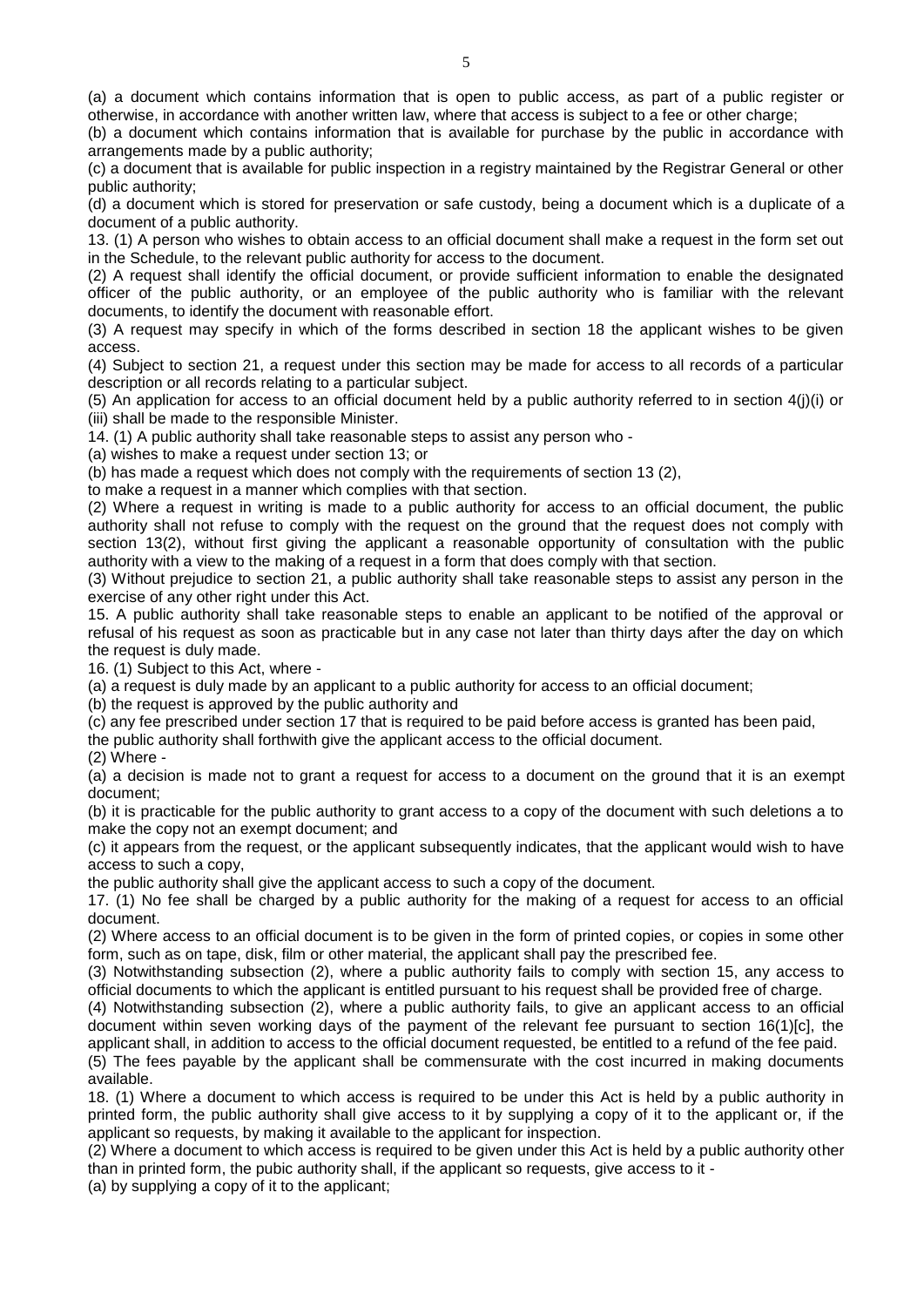(a) a document which contains information that is open to public access, as part of a public register or otherwise, in accordance with another written law, where that access is subject to a fee or other charge;

(b) a document which contains information that is available for purchase by the public in accordance with arrangements made by a public authority;

(c) a document that is available for public inspection in a registry maintained by the Registrar General or other public authority;

(d) a document which is stored for preservation or safe custody, being a document which is a duplicate of a document of a public authority.

13. (1) A person who wishes to obtain access to an official document shall make a request in the form set out in the Schedule, to the relevant public authority for access to the document.

(2) A request shall identify the official document, or provide sufficient information to enable the designated officer of the public authority, or an employee of the public authority who is familiar with the relevant documents, to identify the document with reasonable effort.

(3) A request may specify in which of the forms described in section 18 the applicant wishes to be given access.

(4) Subject to section 21, a request under this section may be made for access to all records of a particular description or all records relating to a particular subject.

(5) An application for access to an official document held by a public authority referred to in section 4(j)(i) or (iii) shall be made to the responsible Minister.

14. (1) A public authority shall take reasonable steps to assist any person who -

(a) wishes to make a request under section 13; or

(b) has made a request which does not comply with the requirements of section 13 (2),

to make a request in a manner which complies with that section.

(2) Where a request in writing is made to a public authority for access to an official document, the public authority shall not refuse to comply with the request on the ground that the request does not comply with section 13(2), without first giving the applicant a reasonable opportunity of consultation with the public authority with a view to the making of a request in a form that does comply with that section.

(3) Without prejudice to section 21, a public authority shall take reasonable steps to assist any person in the exercise of any other right under this Act.

15. A public authority shall take reasonable steps to enable an applicant to be notified of the approval or refusal of his request as soon as practicable but in any case not later than thirty days after the day on which the request is duly made.

16. (1) Subject to this Act, where -

(a) a request is duly made by an applicant to a public authority for access to an official document;

(b) the request is approved by the public authority and

(c) any fee prescribed under section 17 that is required to be paid before access is granted has been paid,

the public authority shall forthwith give the applicant access to the official document.

(2) Where -

(a) a decision is made not to grant a request for access to a document on the ground that it is an exempt document;

(b) it is practicable for the public authority to grant access to a copy of the document with such deletions a to make the copy not an exempt document; and

(c) it appears from the request, or the applicant subsequently indicates, that the applicant would wish to have access to such a copy,

the public authority shall give the applicant access to such a copy of the document.

17. (1) No fee shall be charged by a public authority for the making of a request for access to an official document.

(2) Where access to an official document is to be given in the form of printed copies, or copies in some other form, such as on tape, disk, film or other material, the applicant shall pay the prescribed fee.

(3) Notwithstanding subsection (2), where a public authority fails to comply with section 15, any access to official documents to which the applicant is entitled pursuant to his request shall be provided free of charge.

(4) Notwithstanding subsection (2), where a public authority fails, to give an applicant access to an official document within seven working days of the payment of the relevant fee pursuant to section 16(1)[c], the applicant shall, in addition to access to the official document requested, be entitled to a refund of the fee paid.

(5) The fees payable by the applicant shall be commensurate with the cost incurred in making documents available.

18. (1) Where a document to which access is required to be under this Act is held by a public authority in printed form, the public authority shall give access to it by supplying a copy of it to the applicant or, if the applicant so requests, by making it available to the applicant for inspection.

(2) Where a document to which access is required to be given under this Act is held by a public authority other than in printed form, the pubic authority shall, if the applicant so requests, give access to it -

(a) by supplying a copy of it to the applicant;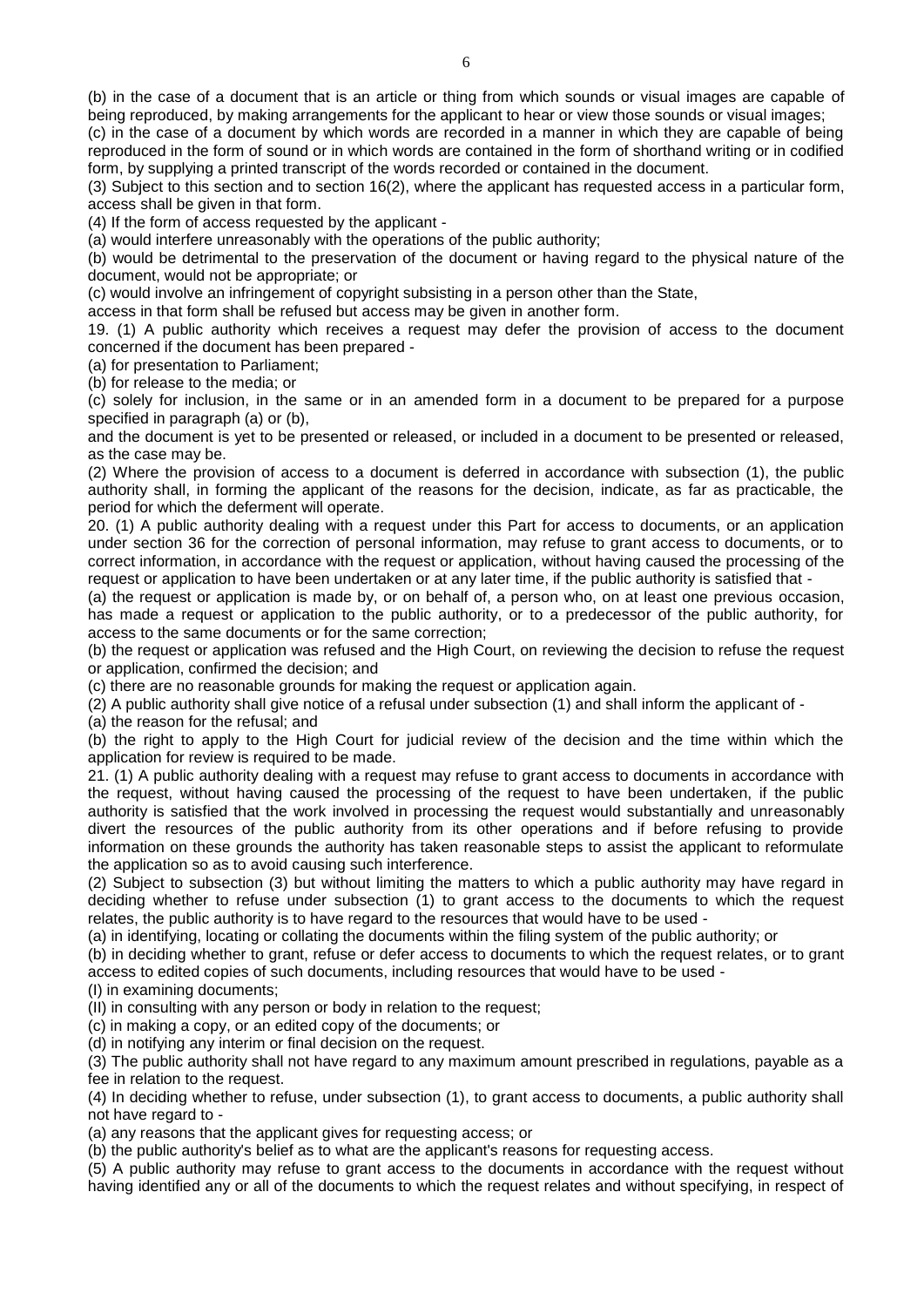(b) in the case of a document that is an article or thing from which sounds or visual images are capable of being reproduced, by making arrangements for the applicant to hear or view those sounds or visual images;

(c) in the case of a document by which words are recorded in a manner in which they are capable of being reproduced in the form of sound or in which words are contained in the form of shorthand writing or in codified form, by supplying a printed transcript of the words recorded or contained in the document.

(3) Subject to this section and to section 16(2), where the applicant has requested access in a particular form, access shall be given in that form.

(4) If the form of access requested by the applicant -

(a) would interfere unreasonably with the operations of the public authority;

(b) would be detrimental to the preservation of the document or having regard to the physical nature of the document, would not be appropriate; or

(c) would involve an infringement of copyright subsisting in a person other than the State,

access in that form shall be refused but access may be given in another form.

19. (1) A public authority which receives a request may defer the provision of access to the document concerned if the document has been prepared -

(a) for presentation to Parliament;

(b) for release to the media; or

(c) solely for inclusion, in the same or in an amended form in a document to be prepared for a purpose specified in paragraph (a) or (b),

and the document is yet to be presented or released, or included in a document to be presented or released, as the case may be.

(2) Where the provision of access to a document is deferred in accordance with subsection (1), the public authority shall, in forming the applicant of the reasons for the decision, indicate, as far as practicable, the period for which the deferment will operate.

20. (1) A public authority dealing with a request under this Part for access to documents, or an application under section 36 for the correction of personal information, may refuse to grant access to documents, or to correct information, in accordance with the request or application, without having caused the processing of the request or application to have been undertaken or at any later time, if the public authority is satisfied that -

(a) the request or application is made by, or on behalf of, a person who, on at least one previous occasion, has made a request or application to the public authority, or to a predecessor of the public authority, for access to the same documents or for the same correction;

(b) the request or application was refused and the High Court, on reviewing the decision to refuse the request or application, confirmed the decision; and

(c) there are no reasonable grounds for making the request or application again.

(2) A public authority shall give notice of a refusal under subsection (1) and shall inform the applicant of -

(a) the reason for the refusal; and

(b) the right to apply to the High Court for judicial review of the decision and the time within which the application for review is required to be made.

21. (1) A public authority dealing with a request may refuse to grant access to documents in accordance with the request, without having caused the processing of the request to have been undertaken, if the public authority is satisfied that the work involved in processing the request would substantially and unreasonably divert the resources of the public authority from its other operations and if before refusing to provide information on these grounds the authority has taken reasonable steps to assist the applicant to reformulate the application so as to avoid causing such interference.

(2) Subject to subsection (3) but without limiting the matters to which a public authority may have regard in deciding whether to refuse under subsection (1) to grant access to the documents to which the request relates, the public authority is to have regard to the resources that would have to be used -

(a) in identifying, locating or collating the documents within the filing system of the public authority; or

(b) in deciding whether to grant, refuse or defer access to documents to which the request relates, or to grant access to edited copies of such documents, including resources that would have to be used -

(I) in examining documents;

(II) in consulting with any person or body in relation to the request;

(c) in making a copy, or an edited copy of the documents; or

(d) in notifying any interim or final decision on the request.

(3) The public authority shall not have regard to any maximum amount prescribed in regulations, payable as a fee in relation to the request.

(4) In deciding whether to refuse, under subsection (1), to grant access to documents, a public authority shall not have regard to -

(a) any reasons that the applicant gives for requesting access; or

(b) the public authority's belief as to what are the applicant's reasons for requesting access.

(5) A public authority may refuse to grant access to the documents in accordance with the request without having identified any or all of the documents to which the request relates and without specifying, in respect of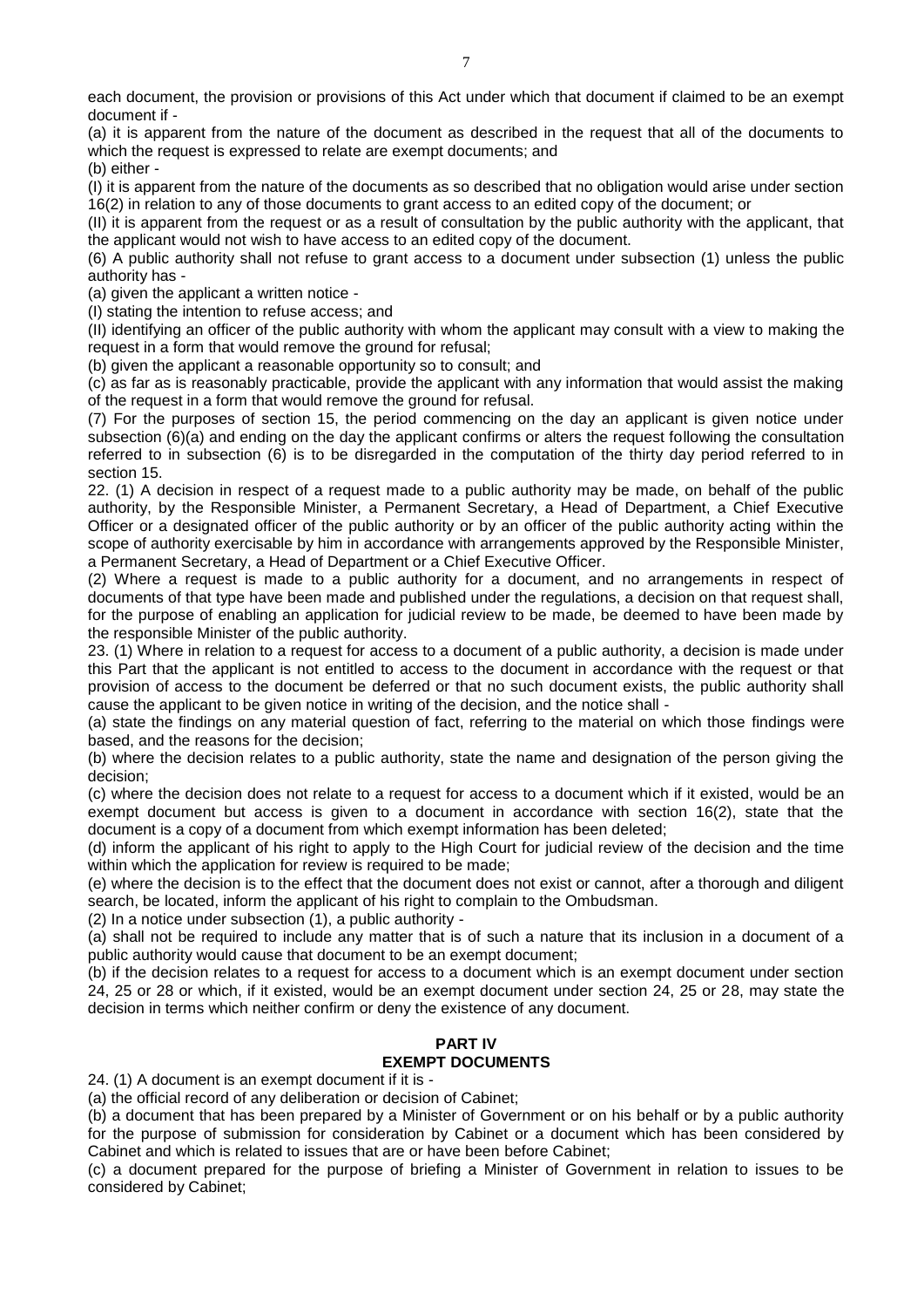each document, the provision or provisions of this Act under which that document if claimed to be an exempt document if -

(a) it is apparent from the nature of the document as described in the request that all of the documents to which the request is expressed to relate are exempt documents; and

(b) either -

(I) it is apparent from the nature of the documents as so described that no obligation would arise under section 16(2) in relation to any of those documents to grant access to an edited copy of the document; or

(II) it is apparent from the request or as a result of consultation by the public authority with the applicant, that the applicant would not wish to have access to an edited copy of the document.

(6) A public authority shall not refuse to grant access to a document under subsection (1) unless the public authority has -

(a) given the applicant a written notice -

(I) stating the intention to refuse access; and

(II) identifying an officer of the public authority with whom the applicant may consult with a view to making the request in a form that would remove the ground for refusal;

(b) given the applicant a reasonable opportunity so to consult; and

(c) as far as is reasonably practicable, provide the applicant with any information that would assist the making of the request in a form that would remove the ground for refusal.

(7) For the purposes of section 15, the period commencing on the day an applicant is given notice under subsection (6)(a) and ending on the day the applicant confirms or alters the request following the consultation referred to in subsection (6) is to be disregarded in the computation of the thirty day period referred to in section 15.

22. (1) A decision in respect of a request made to a public authority may be made, on behalf of the public authority, by the Responsible Minister, a Permanent Secretary, a Head of Department, a Chief Executive Officer or a designated officer of the public authority or by an officer of the public authority acting within the scope of authority exercisable by him in accordance with arrangements approved by the Responsible Minister, a Permanent Secretary, a Head of Department or a Chief Executive Officer.

(2) Where a request is made to a public authority for a document, and no arrangements in respect of documents of that type have been made and published under the regulations, a decision on that request shall, for the purpose of enabling an application for judicial review to be made, be deemed to have been made by the responsible Minister of the public authority.

23. (1) Where in relation to a request for access to a document of a public authority, a decision is made under this Part that the applicant is not entitled to access to the document in accordance with the request or that provision of access to the document be deferred or that no such document exists, the public authority shall cause the applicant to be given notice in writing of the decision, and the notice shall -

(a) state the findings on any material question of fact, referring to the material on which those findings were based, and the reasons for the decision;

(b) where the decision relates to a public authority, state the name and designation of the person giving the decision;

(c) where the decision does not relate to a request for access to a document which if it existed, would be an exempt document but access is given to a document in accordance with section 16(2), state that the document is a copy of a document from which exempt information has been deleted;

(d) inform the applicant of his right to apply to the High Court for judicial review of the decision and the time within which the application for review is required to be made;

(e) where the decision is to the effect that the document does not exist or cannot, after a thorough and diligent search, be located, inform the applicant of his right to complain to the Ombudsman.

(2) In a notice under subsection (1), a public authority -

(a) shall not be required to include any matter that is of such a nature that its inclusion in a document of a public authority would cause that document to be an exempt document;

(b) if the decision relates to a request for access to a document which is an exempt document under section 24, 25 or 28 or which, if it existed, would be an exempt document under section 24, 25 or 28, may state the decision in terms which neither confirm or deny the existence of any document.

## PART IV
## EXEMPT DOCUMENTS

24. (1) A document is an exempt document if it is -

(a) the official record of any deliberation or decision of Cabinet;

(b) a document that has been prepared by a Minister of Government or on his behalf or by a public authority for the purpose of submission for consideration by Cabinet or a document which has been considered by Cabinet and which is related to issues that are or have been before Cabinet;

(c) a document prepared for the purpose of briefing a Minister of Government in relation to issues to be considered by Cabinet;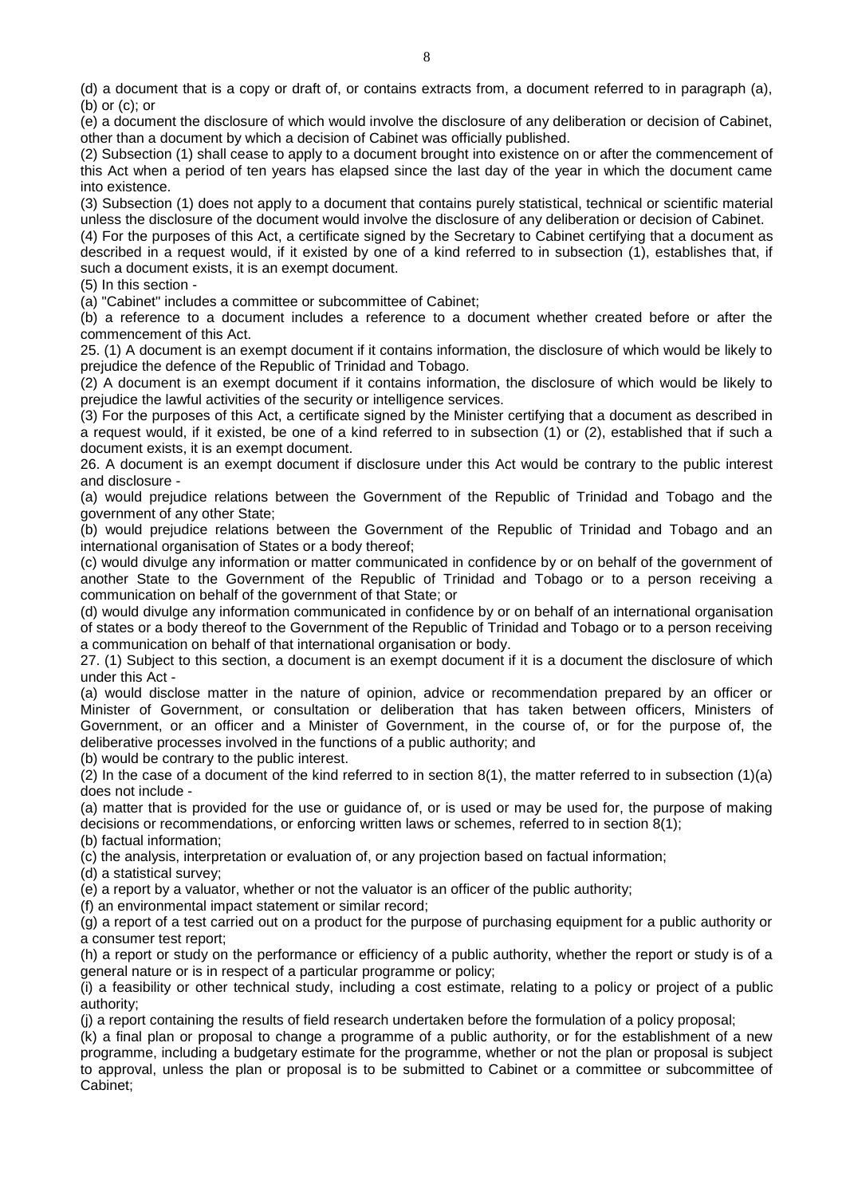(d) a document that is a copy or draft of, or contains extracts from, a document referred to in paragraph (a), (b) or (c); or

(e) a document the disclosure of which would involve the disclosure of any deliberation or decision of Cabinet, other than a document by which a decision of Cabinet was officially published.

(2) Subsection (1) shall cease to apply to a document brought into existence on or after the commencement of this Act when a period of ten years has elapsed since the last day of the year in which the document came into existence.

(3) Subsection (1) does not apply to a document that contains purely statistical, technical or scientific material unless the disclosure of the document would involve the disclosure of any deliberation or decision of Cabinet.

(4) For the purposes of this Act, a certificate signed by the Secretary to Cabinet certifying that a document as described in a request would, if it existed by one of a kind referred to in subsection (1), establishes that, if such a document exists, it is an exempt document.

(5) In this section -

(a) "Cabinet" includes a committee or subcommittee of Cabinet;

(b) a reference to a document includes a reference to a document whether created before or after the commencement of this Act.

25. (1) A document is an exempt document if it contains information, the disclosure of which would be likely to prejudice the defence of the Republic of Trinidad and Tobago.

(2) A document is an exempt document if it contains information, the disclosure of which would be likely to prejudice the lawful activities of the security or intelligence services.

(3) For the purposes of this Act, a certificate signed by the Minister certifying that a document as described in a request would, if it existed, be one of a kind referred to in subsection (1) or (2), established that if such a document exists, it is an exempt document.

26. A document is an exempt document if disclosure under this Act would be contrary to the public interest and disclosure -

(a) would prejudice relations between the Government of the Republic of Trinidad and Tobago and the government of any other State;

(b) would prejudice relations between the Government of the Republic of Trinidad and Tobago and an international organisation of States or a body thereof;

(c) would divulge any information or matter communicated in confidence by or on behalf of the government of another State to the Government of the Republic of Trinidad and Tobago or to a person receiving a communication on behalf of the government of that State; or

(d) would divulge any information communicated in confidence by or on behalf of an international organisation of states or a body thereof to the Government of the Republic of Trinidad and Tobago or to a person receiving a communication on behalf of that international organisation or body.

27. (1) Subject to this section, a document is an exempt document if it is a document the disclosure of which under this Act -

(a) would disclose matter in the nature of opinion, advice or recommendation prepared by an officer or Minister of Government, or consultation or deliberation that has taken between officers, Ministers of Government, or an officer and a Minister of Government, in the course of, or for the purpose of, the deliberative processes involved in the functions of a public authority; and

(b) would be contrary to the public interest.

(2) In the case of a document of the kind referred to in section 8(1), the matter referred to in subsection (1)(a) does not include -

(a) matter that is provided for the use or guidance of, or is used or may be used for, the purpose of making decisions or recommendations, or enforcing written laws or schemes, referred to in section 8(1);

(b) factual information;

(c) the analysis, interpretation or evaluation of, or any projection based on factual information;

(d) a statistical survey;

(e) a report by a valuator, whether or not the valuator is an officer of the public authority;

(f) an environmental impact statement or similar record;

(g) a report of a test carried out on a product for the purpose of purchasing equipment for a public authority or a consumer test report;

(h) a report or study on the performance or efficiency of a public authority, whether the report or study is of a general nature or is in respect of a particular programme or policy;

(i) a feasibility or other technical study, including a cost estimate, relating to a policy or project of a public authority;

(j) a report containing the results of field research undertaken before the formulation of a policy proposal;

(k) a final plan or proposal to change a programme of a public authority, or for the establishment of a new programme, including a budgetary estimate for the programme, whether or not the plan or proposal is subject to approval, unless the plan or proposal is to be submitted to Cabinet or a committee or subcommittee of Cabinet;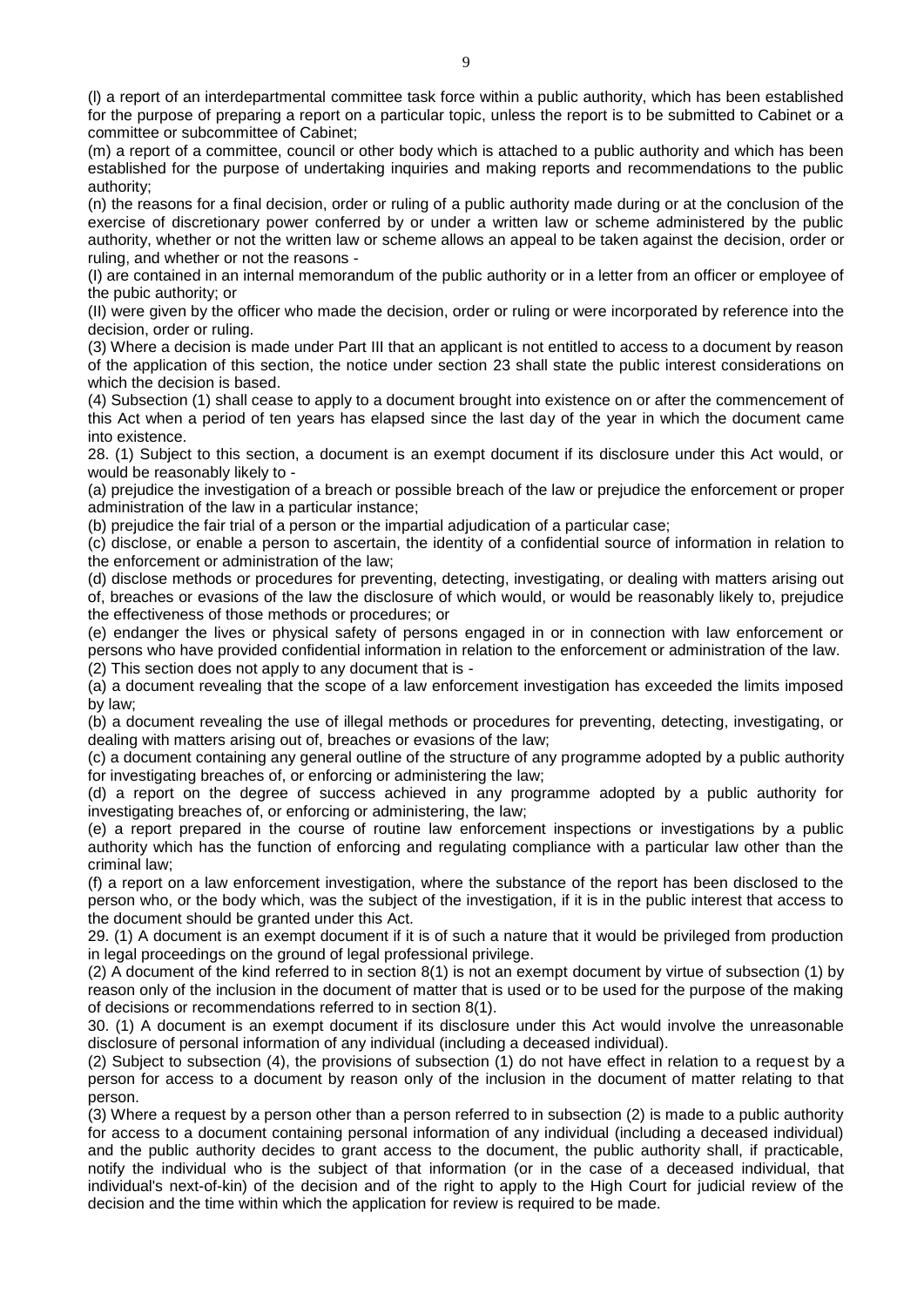(l) a report of an interdepartmental committee task force within a public authority, which has been established for the purpose of preparing a report on a particular topic, unless the report is to be submitted to Cabinet or a committee or subcommittee of Cabinet;

(m) a report of a committee, council or other body which is attached to a public authority and which has been established for the purpose of undertaking inquiries and making reports and recommendations to the public authority;

(n) the reasons for a final decision, order or ruling of a public authority made during or at the conclusion of the exercise of discretionary power conferred by or under a written law or scheme administered by the public authority, whether or not the written law or scheme allows an appeal to be taken against the decision, order or ruling, and whether or not the reasons -

(I) are contained in an internal memorandum of the public authority or in a letter from an officer or employee of the pubic authority; or

(II) were given by the officer who made the decision, order or ruling or were incorporated by reference into the decision, order or ruling.

(3) Where a decision is made under Part III that an applicant is not entitled to access to a document by reason of the application of this section, the notice under section 23 shall state the public interest considerations on which the decision is based.

(4) Subsection (1) shall cease to apply to a document brought into existence on or after the commencement of this Act when a period of ten years has elapsed since the last day of the year in which the document came into existence.

28. (1) Subject to this section, a document is an exempt document if its disclosure under this Act would, or would be reasonably likely to -

(a) prejudice the investigation of a breach or possible breach of the law or prejudice the enforcement or proper administration of the law in a particular instance;

(b) prejudice the fair trial of a person or the impartial adjudication of a particular case;

(c) disclose, or enable a person to ascertain, the identity of a confidential source of information in relation to the enforcement or administration of the law;

(d) disclose methods or procedures for preventing, detecting, investigating, or dealing with matters arising out of, breaches or evasions of the law the disclosure of which would, or would be reasonably likely to, prejudice the effectiveness of those methods or procedures; or

(e) endanger the lives or physical safety of persons engaged in or in connection with law enforcement or persons who have provided confidential information in relation to the enforcement or administration of the law.

(2) This section does not apply to any document that is -

(a) a document revealing that the scope of a law enforcement investigation has exceeded the limits imposed by law;

(b) a document revealing the use of illegal methods or procedures for preventing, detecting, investigating, or dealing with matters arising out of, breaches or evasions of the law;

(c) a document containing any general outline of the structure of any programme adopted by a public authority for investigating breaches of, or enforcing or administering the law;

(d) a report on the degree of success achieved in any programme adopted by a public authority for investigating breaches of, or enforcing or administering, the law;

(e) a report prepared in the course of routine law enforcement inspections or investigations by a public authority which has the function of enforcing and regulating compliance with a particular law other than the criminal law;

(f) a report on a law enforcement investigation, where the substance of the report has been disclosed to the person who, or the body which, was the subject of the investigation, if it is in the public interest that access to the document should be granted under this Act.

29. (1) A document is an exempt document if it is of such a nature that it would be privileged from production in legal proceedings on the ground of legal professional privilege.

(2) A document of the kind referred to in section 8(1) is not an exempt document by virtue of subsection (1) by reason only of the inclusion in the document of matter that is used or to be used for the purpose of the making of decisions or recommendations referred to in section 8(1).

30. (1) A document is an exempt document if its disclosure under this Act would involve the unreasonable disclosure of personal information of any individual (including a deceased individual).

(2) Subject to subsection (4), the provisions of subsection (1) do not have effect in relation to a request by a person for access to a document by reason only of the inclusion in the document of matter relating to that person.

(3) Where a request by a person other than a person referred to in subsection (2) is made to a public authority for access to a document containing personal information of any individual (including a deceased individual) and the public authority decides to grant access to the document, the public authority shall, if practicable, notify the individual who is the subject of that information (or in the case of a deceased individual, that individual's next-of-kin) of the decision and of the right to apply to the High Court for judicial review of the decision and the time within which the application for review is required to be made.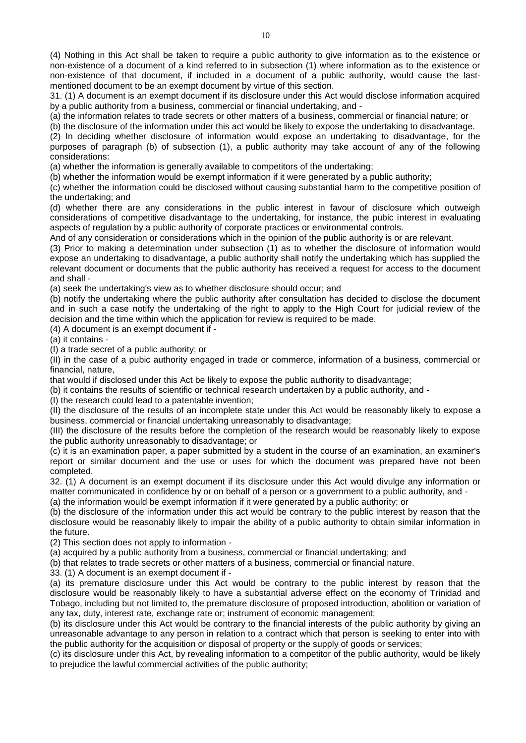(4) Nothing in this Act shall be taken to require a public authority to give information as to the existence or non-existence of a document of a kind referred to in subsection (1) where information as to the existence or non-existence of that document, if included in a document of a public authority, would cause the last-mentioned document to be an exempt document by virtue of this section.

31. (1) A document is an exempt document if its disclosure under this Act would disclose information acquired by a public authority from a business, commercial or financial undertaking, and -

(a) the information relates to trade secrets or other matters of a business, commercial or financial nature; or

(b) the disclosure of the information under this act would be likely to expose the undertaking to disadvantage.

(2) In deciding whether disclosure of information would expose an undertaking to disadvantage, for the purposes of paragraph (b) of subsection (1), a public authority may take account of any of the following considerations:

(a) whether the information is generally available to competitors of the undertaking;

(b) whether the information would be exempt information if it were generated by a public authority;

(c) whether the information could be disclosed without causing substantial harm to the competitive position of the undertaking; and

(d) whether there are any considerations in the public interest in favour of disclosure which outweigh considerations of competitive disadvantage to the undertaking, for instance, the pubic interest in evaluating aspects of regulation by a public authority of corporate practices or environmental controls.

And of any consideration or considerations which in the opinion of the public authority is or are relevant.

(3) Prior to making a determination under subsection (1) as to whether the disclosure of information would expose an undertaking to disadvantage, a public authority shall notify the undertaking which has supplied the relevant document or documents that the public authority has received a request for access to the document and shall -

(a) seek the undertaking's view as to whether disclosure should occur; and

(b) notify the undertaking where the public authority after consultation has decided to disclose the document and in such a case notify the undertaking of the right to apply to the High Court for judicial review of the decision and the time within which the application for review is required to be made.

(4) A document is an exempt document if -

(a) it contains -

(I) a trade secret of a public authority; or

(II) in the case of a pubic authority engaged in trade or commerce, information of a business, commercial or financial, nature,

that would if disclosed under this Act be likely to expose the public authority to disadvantage;

(b) it contains the results of scientific or technical research undertaken by a public authority, and -

(I) the research could lead to a patentable invention;

(II) the disclosure of the results of an incomplete state under this Act would be reasonably likely to expose a business, commercial or financial undertaking unreasonably to disadvantage;

(III) the disclosure of the results before the completion of the research would be reasonably likely to expose the public authority unreasonably to disadvantage; or

(c) it is an examination paper, a paper submitted by a student in the course of an examination, an examiner's report or similar document and the use or uses for which the document was prepared have not been completed.

32. (1) A document is an exempt document if its disclosure under this Act would divulge any information or matter communicated in confidence by or on behalf of a person or a government to a public authority, and -

(a) the information would be exempt information if it were generated by a public authority; or

(b) the disclosure of the information under this act would be contrary to the public interest by reason that the disclosure would be reasonably likely to impair the ability of a public authority to obtain similar information in the future.

(2) This section does not apply to information -

(a) acquired by a public authority from a business, commercial or financial undertaking; and

(b) that relates to trade secrets or other matters of a business, commercial or financial nature.

33. (1) A document is an exempt document if -

(a) its premature disclosure under this Act would be contrary to the public interest by reason that the disclosure would be reasonably likely to have a substantial adverse effect on the economy of Trinidad and Tobago, including but not limited to, the premature disclosure of proposed introduction, abolition or variation of any tax, duty, interest rate, exchange rate or; instrument of economic management;

(b) its disclosure under this Act would be contrary to the financial interests of the public authority by giving an unreasonable advantage to any person in relation to a contract which that person is seeking to enter into with the public authority for the acquisition or disposal of property or the supply of goods or services;

(c) its disclosure under this Act, by revealing information to a competitor of the public authority, would be likely to prejudice the lawful commercial activities of the public authority;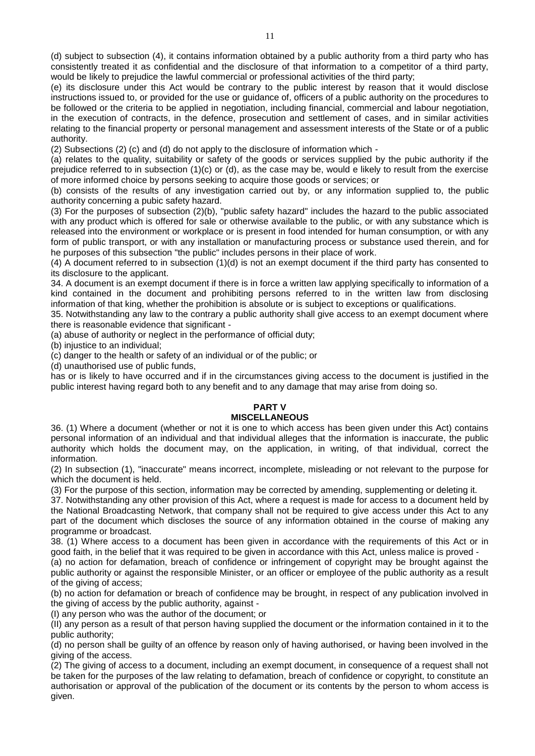(d) subject to subsection (4), it contains information obtained by a public authority from a third party who has consistently treated it as confidential and the disclosure of that information to a competitor of a third party, would be likely to prejudice the lawful commercial or professional activities of the third party;

(e) its disclosure under this Act would be contrary to the public interest by reason that it would disclose instructions issued to, or provided for the use or guidance of, officers of a public authority on the procedures to be followed or the criteria to be applied in negotiation, including financial, commercial and labour negotiation, in the execution of contracts, in the defence, prosecution and settlement of cases, and in similar activities relating to the financial property or personal management and assessment interests of the State or of a public authority.

(2) Subsections (2) (c) and (d) do not apply to the disclosure of information which -

(a) relates to the quality, suitability or safety of the goods or services supplied by the pubic authority if the prejudice referred to in subsection (1)(c) or (d), as the case may be, would e likely to result from the exercise of more informed choice by persons seeking to acquire those goods or services; or

(b) consists of the results of any investigation carried out by, or any information supplied to, the public authority concerning a pubic safety hazard.

(3) For the purposes of subsection (2)(b), "public safety hazard" includes the hazard to the public associated with any product which is offered for sale or otherwise available to the public, or with any substance which is released into the environment or workplace or is present in food intended for human consumption, or with any form of public transport, or with any installation or manufacturing process or substance used therein, and for he purposes of this subsection "the public" includes persons in their place of work.

(4) A document referred to in subsection (1)(d) is not an exempt document if the third party has consented to its disclosure to the applicant.

34. A document is an exempt document if there is in force a written law applying specifically to information of a kind contained in the document and prohibiting persons referred to in the written law from disclosing information of that king, whether the prohibition is absolute or is subject to exceptions or qualifications.

35. Notwithstanding any law to the contrary a public authority shall give access to an exempt document where there is reasonable evidence that significant -

(a) abuse of authority or neglect in the performance of official duty;

(b) injustice to an individual;

(c) danger to the health or safety of an individual or of the public; or

(d) unauthorised use of public funds,

has or is likely to have occurred and if in the circumstances giving access to the document is justified in the public interest having regard both to any benefit and to any damage that may arise from doing so.

## PART V
## MISCELLANEOUS

36. (1) Where a document (whether or not it is one to which access has been given under this Act) contains personal information of an individual and that individual alleges that the information is inaccurate, the public authority which holds the document may, on the application, in writing, of that individual, correct the information.

(2) In subsection (1), "inaccurate" means incorrect, incomplete, misleading or not relevant to the purpose for which the document is held.

(3) For the purpose of this section, information may be corrected by amending, supplementing or deleting it.

37. Notwithstanding any other provision of this Act, where a request is made for access to a document held by the National Broadcasting Network, that company shall not be required to give access under this Act to any part of the document which discloses the source of any information obtained in the course of making any programme or broadcast.

38. (1) Where access to a document has been given in accordance with the requirements of this Act or in good faith, in the belief that it was required to be given in accordance with this Act, unless malice is proved -

(a) no action for defamation, breach of confidence or infringement of copyright may be brought against the public authority or against the responsible Minister, or an officer or employee of the public authority as a result of the giving of access;

(b) no action for defamation or breach of confidence may be brought, in respect of any publication involved in the giving of access by the public authority, against -

(I) any person who was the author of the document; or

(II) any person as a result of that person having supplied the document or the information contained in it to the public authority;

(d) no person shall be guilty of an offence by reason only of having authorised, or having been involved in the giving of the access.

(2) The giving of access to a document, including an exempt document, in consequence of a request shall not be taken for the purposes of the law relating to defamation, breach of confidence or copyright, to constitute an authorisation or approval of the publication of the document or its contents by the person to whom access is given.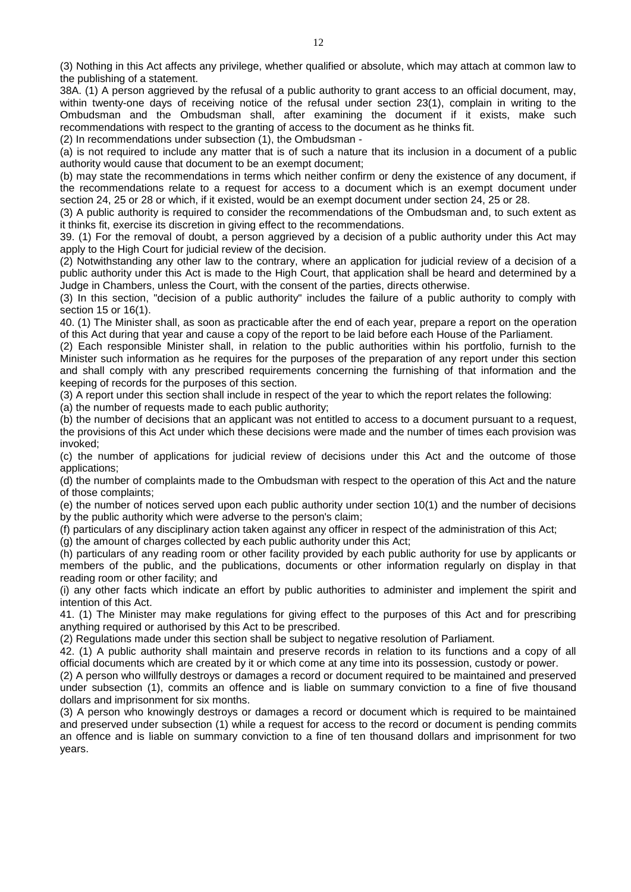(3) Nothing in this Act affects any privilege, whether qualified or absolute, which may attach at common law to the publishing of a statement.

38A. (1) A person aggrieved by the refusal of a public authority to grant access to an official document, may, within twenty-one days of receiving notice of the refusal under section 23(1), complain in writing to the Ombudsman and the Ombudsman shall, after examining the document if it exists, make such recommendations with respect to the granting of access to the document as he thinks fit.

(2) In recommendations under subsection (1), the Ombudsman -

(a) is not required to include any matter that is of such a nature that its inclusion in a document of a public authority would cause that document to be an exempt document;

(b) may state the recommendations in terms which neither confirm or deny the existence of any document, if the recommendations relate to a request for access to a document which is an exempt document under section 24, 25 or 28 or which, if it existed, would be an exempt document under section 24, 25 or 28.

(3) A public authority is required to consider the recommendations of the Ombudsman and, to such extent as it thinks fit, exercise its discretion in giving effect to the recommendations.

39. (1) For the removal of doubt, a person aggrieved by a decision of a public authority under this Act may apply to the High Court for judicial review of the decision.

(2) Notwithstanding any other law to the contrary, where an application for judicial review of a decision of a public authority under this Act is made to the High Court, that application shall be heard and determined by a Judge in Chambers, unless the Court, with the consent of the parties, directs otherwise.

(3) In this section, "decision of a public authority" includes the failure of a public authority to comply with section 15 or 16(1).

40. (1) The Minister shall, as soon as practicable after the end of each year, prepare a report on the operation of this Act during that year and cause a copy of the report to be laid before each House of the Parliament.

(2) Each responsible Minister shall, in relation to the public authorities within his portfolio, furnish to the Minister such information as he requires for the purposes of the preparation of any report under this section and shall comply with any prescribed requirements concerning the furnishing of that information and the keeping of records for the purposes of this section.

(3) A report under this section shall include in respect of the year to which the report relates the following:

(a) the number of requests made to each public authority;

(b) the number of decisions that an applicant was not entitled to access to a document pursuant to a request, the provisions of this Act under which these decisions were made and the number of times each provision was invoked;

(c) the number of applications for judicial review of decisions under this Act and the outcome of those applications;

(d) the number of complaints made to the Ombudsman with respect to the operation of this Act and the nature of those complaints;

(e) the number of notices served upon each public authority under section 10(1) and the number of decisions by the public authority which were adverse to the person's claim;

(f) particulars of any disciplinary action taken against any officer in respect of the administration of this Act;

(g) the amount of charges collected by each public authority under this Act;

(h) particulars of any reading room or other facility provided by each public authority for use by applicants or members of the public, and the publications, documents or other information regularly on display in that reading room or other facility; and

(i) any other facts which indicate an effort by public authorities to administer and implement the spirit and intention of this Act.

41. (1) The Minister may make regulations for giving effect to the purposes of this Act and for prescribing anything required or authorised by this Act to be prescribed.

(2) Regulations made under this section shall be subject to negative resolution of Parliament.

42. (1) A public authority shall maintain and preserve records in relation to its functions and a copy of all official documents which are created by it or which come at any time into its possession, custody or power.

(2) A person who willfully destroys or damages a record or document required to be maintained and preserved under subsection (1), commits an offence and is liable on summary conviction to a fine of five thousand dollars and imprisonment for six months.

(3) A person who knowingly destroys or damages a record or document which is required to be maintained and preserved under subsection (1) while a request for access to the record or document is pending commits an offence and is liable on summary conviction to a fine of ten thousand dollars and imprisonment for two years.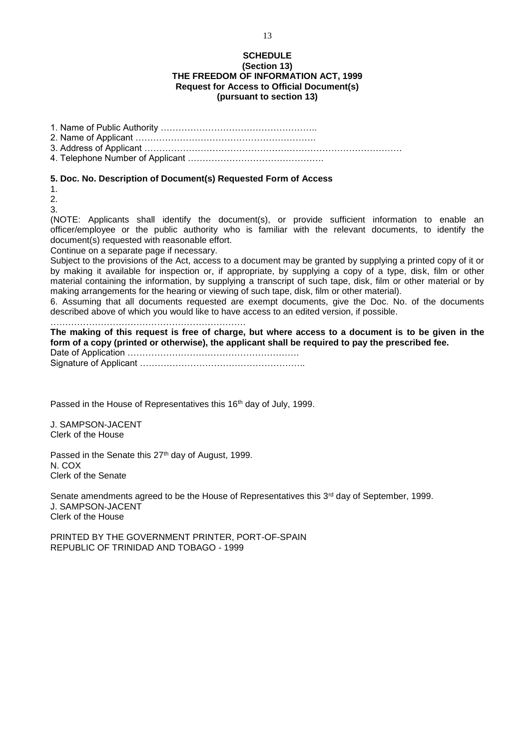**SCHEDULE**
**(Section 13)**
**THE FREEDOM OF INFORMATION ACT, 1999**
**Request for Access to Official Document(s)**
**(pursuant to section 13)**

1. Name of Public Authority ……………………………………………..
2. Name of Applicant …………………………………………………….
3. Address of Applicant ……………………………………………………………………………
4. Telephone Number of Applicant ……………………………………….

**5. Doc. No. Description of Document(s) Requested Form of Access**

1.
2.
3.

(NOTE: Applicants shall identify the document(s), or provide sufficient information to enable an officer/employee or the public authority who is familiar with the relevant documents, to identify the document(s) requested with reasonable effort.

Continue on a separate page if necessary.

Subject to the provisions of the Act, access to a document may be granted by supplying a printed copy of it or by making it available for inspection or, if appropriate, by supplying a copy of a type, disk, film or other material containing the information, by supplying a transcript of such tape, disk, film or other material or by making arrangements for the hearing or viewing of such tape, disk, film or other material).

6. Assuming that all documents requested are exempt documents, give the Doc. No. of the documents described above of which you would like to have access to an edited version, if possible.

…………………………………………………………

**The making of this request is free of charge, but where access to a document is to be given in the form of a copy (printed or otherwise), the applicant shall be required to pay the prescribed fee.**

Date of Application …………………………………………………

Signature of Applicant ………………………………………………..

Passed in the House of Representatives this 16th day of July, 1999.

J. SAMPSON-JACENT
Clerk of the House

Passed in the Senate this 27th day of August, 1999.
N. COX
Clerk of the Senate

Senate amendments agreed to be the House of Representatives this 3rd day of September, 1999.
J. SAMPSON-JACENT
Clerk of the House

PRINTED BY THE GOVERNMENT PRINTER, PORT-OF-SPAIN
REPUBLIC OF TRINIDAD AND TOBAGO - 1999